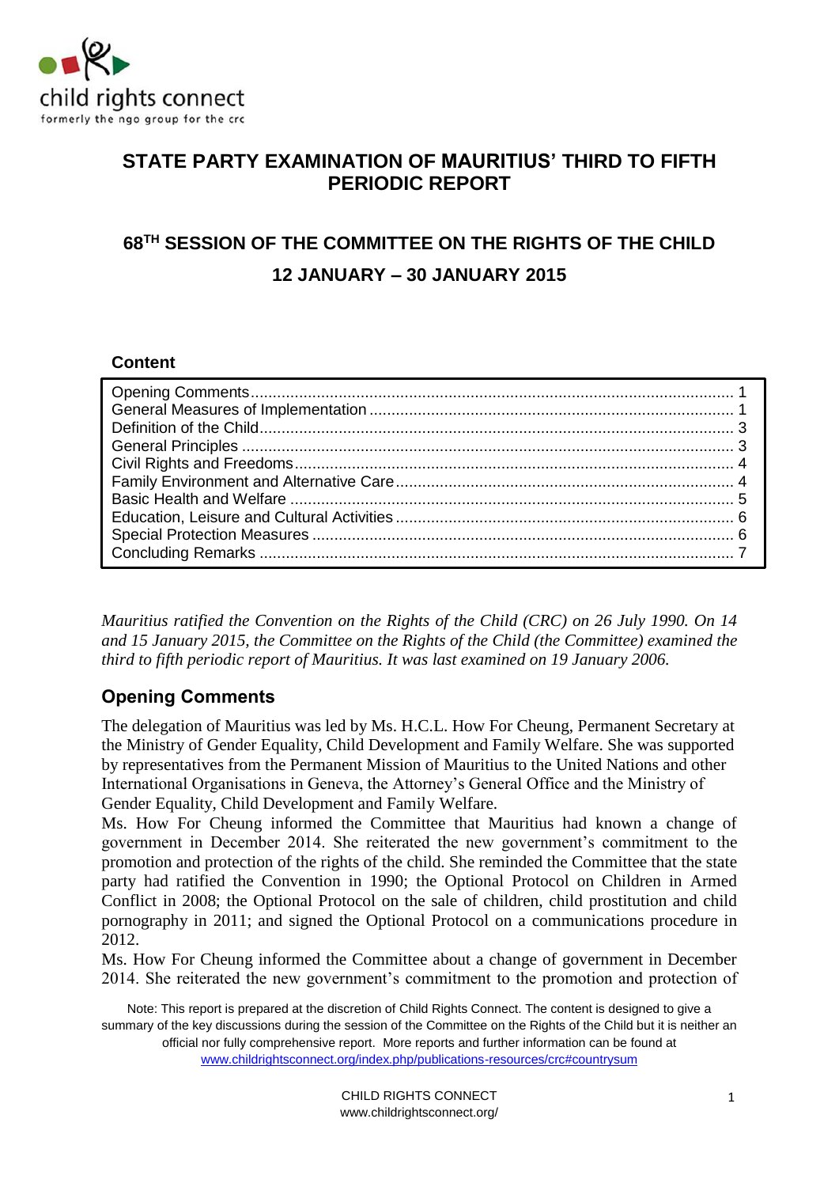child rights connect
formerly the ngo group for the crc

# STATE PARTY EXAMINATION OF MAURITIUS' THIRD TO FIFTH PERIODIC REPORT

## 68TH SESSION OF THE COMMITTEE ON THE RIGHTS OF THE CHILD

## 12 JANUARY – 30 JANUARY 2015

**Content**

| | |
|---|---|
| Opening Comments | 1 |
| General Measures of Implementation | 1 |
| Definition of the Child | 3 |
| General Principles | 3 |
| Civil Rights and Freedoms | 4 |
| Family Environment and Alternative Care | 4 |
| Basic Health and Welfare | 5 |
| Education, Leisure and Cultural Activities | 6 |
| Special Protection Measures | 6 |
| Concluding Remarks | 7 |

*Mauritius ratified the Convention on the Rights of the Child (CRC) on 26 July 1990. On 14 and 15 January 2015, the Committee on the Rights of the Child (the Committee) examined the third to fifth periodic report of Mauritius. It was last examined on 19 January 2006.*

## Opening Comments

The delegation of Mauritius was led by Ms. H.C.L. How For Cheung, Permanent Secretary at the Ministry of Gender Equality, Child Development and Family Welfare. She was supported by representatives from the Permanent Mission of Mauritius to the United Nations and other International Organisations in Geneva, the Attorney's General Office and the Ministry of Gender Equality, Child Development and Family Welfare.

Ms. How For Cheung informed the Committee that Mauritius had known a change of government in December 2014. She reiterated the new government's commitment to the promotion and protection of the rights of the child. She reminded the Committee that the state party had ratified the Convention in 1990; the Optional Protocol on Children in Armed Conflict in 2008; the Optional Protocol on the sale of children, child prostitution and child pornography in 2011; and signed the Optional Protocol on a communications procedure in 2012.

Ms. How For Cheung informed the Committee about a change of government in December 2014. She reiterated the new government's commitment to the promotion and protection of

Note: This report is prepared at the discretion of Child Rights Connect. The content is designed to give a summary of the key discussions during the session of the Committee on the Rights of the Child but it is neither an official nor fully comprehensive report. More reports and further information can be found at www.childrightsconnect.org/index.php/publications-resources/crc#countrysum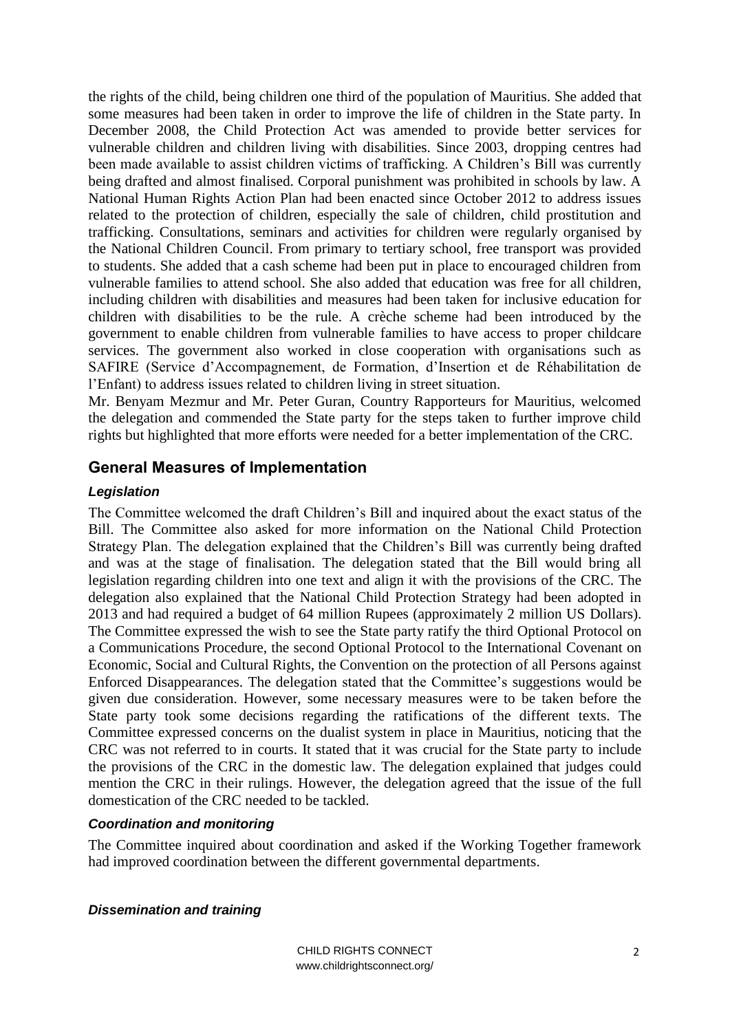the rights of the child, being children one third of the population of Mauritius. She added that some measures had been taken in order to improve the life of children in the State party. In December 2008, the Child Protection Act was amended to provide better services for vulnerable children and children living with disabilities. Since 2003, dropping centres had been made available to assist children victims of trafficking. A Children's Bill was currently being drafted and almost finalised. Corporal punishment was prohibited in schools by law. A National Human Rights Action Plan had been enacted since October 2012 to address issues related to the protection of children, especially the sale of children, child prostitution and trafficking. Consultations, seminars and activities for children were regularly organised by the National Children Council. From primary to tertiary school, free transport was provided to students. She added that a cash scheme had been put in place to encouraged children from vulnerable families to attend school. She also added that education was free for all children, including children with disabilities and measures had been taken for inclusive education for children with disabilities to be the rule. A crèche scheme had been introduced by the government to enable children from vulnerable families to have access to proper childcare services. The government also worked in close cooperation with organisations such as SAFIRE (Service d'Accompagnement, de Formation, d'Insertion et de Réhabilitation de l'Enfant) to address issues related to children living in street situation.

Mr. Benyam Mezmur and Mr. Peter Guran, Country Rapporteurs for Mauritius, welcomed the delegation and commended the State party for the steps taken to further improve child rights but highlighted that more efforts were needed for a better implementation of the CRC.

## General Measures of Implementation

### *Legislation*

The Committee welcomed the draft Children's Bill and inquired about the exact status of the Bill. The Committee also asked for more information on the National Child Protection Strategy Plan. The delegation explained that the Children's Bill was currently being drafted and was at the stage of finalisation. The delegation stated that the Bill would bring all legislation regarding children into one text and align it with the provisions of the CRC. The delegation also explained that the National Child Protection Strategy had been adopted in 2013 and had required a budget of 64 million Rupees (approximately 2 million US Dollars). The Committee expressed the wish to see the State party ratify the third Optional Protocol on a Communications Procedure, the second Optional Protocol to the International Covenant on Economic, Social and Cultural Rights, the Convention on the protection of all Persons against Enforced Disappearances. The delegation stated that the Committee's suggestions would be given due consideration. However, some necessary measures were to be taken before the State party took some decisions regarding the ratifications of the different texts. The Committee expressed concerns on the dualist system in place in Mauritius, noticing that the CRC was not referred to in courts. It stated that it was crucial for the State party to include the provisions of the CRC in the domestic law. The delegation explained that judges could mention the CRC in their rulings. However, the delegation agreed that the issue of the full domestication of the CRC needed to be tackled.

### *Coordination and monitoring*

The Committee inquired about coordination and asked if the Working Together framework had improved coordination between the different governmental departments.

### *Dissemination and training*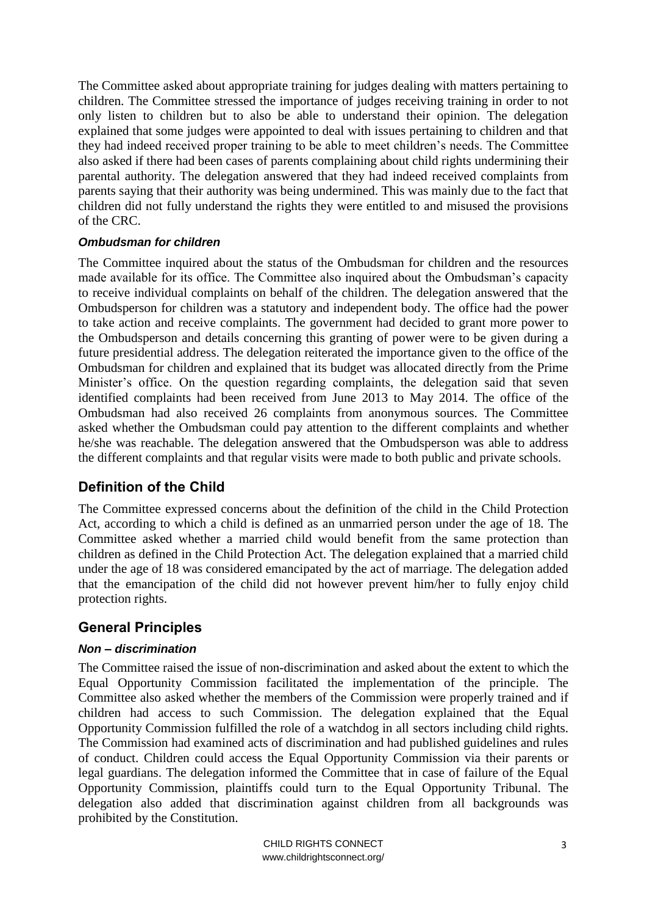The Committee asked about appropriate training for judges dealing with matters pertaining to children. The Committee stressed the importance of judges receiving training in order to not only listen to children but to also be able to understand their opinion. The delegation explained that some judges were appointed to deal with issues pertaining to children and that they had indeed received proper training to be able to meet children's needs. The Committee also asked if there had been cases of parents complaining about child rights undermining their parental authority. The delegation answered that they had indeed received complaints from parents saying that their authority was being undermined. This was mainly due to the fact that children did not fully understand the rights they were entitled to and misused the provisions of the CRC.

### *Ombudsman for children*

The Committee inquired about the status of the Ombudsman for children and the resources made available for its office. The Committee also inquired about the Ombudsman's capacity to receive individual complaints on behalf of the children. The delegation answered that the Ombudsperson for children was a statutory and independent body. The office had the power to take action and receive complaints. The government had decided to grant more power to the Ombudsperson and details concerning this granting of power were to be given during a future presidential address. The delegation reiterated the importance given to the office of the Ombudsman for children and explained that its budget was allocated directly from the Prime Minister's office. On the question regarding complaints, the delegation said that seven identified complaints had been received from June 2013 to May 2014. The office of the Ombudsman had also received 26 complaints from anonymous sources. The Committee asked whether the Ombudsman could pay attention to the different complaints and whether he/she was reachable. The delegation answered that the Ombudsperson was able to address the different complaints and that regular visits were made to both public and private schools.

## Definition of the Child

The Committee expressed concerns about the definition of the child in the Child Protection Act, according to which a child is defined as an unmarried person under the age of 18. The Committee asked whether a married child would benefit from the same protection than children as defined in the Child Protection Act. The delegation explained that a married child under the age of 18 was considered emancipated by the act of marriage. The delegation added that the emancipation of the child did not however prevent him/her to fully enjoy child protection rights.

## General Principles

### *Non – discrimination*

The Committee raised the issue of non-discrimination and asked about the extent to which the Equal Opportunity Commission facilitated the implementation of the principle. The Committee also asked whether the members of the Commission were properly trained and if children had access to such Commission. The delegation explained that the Equal Opportunity Commission fulfilled the role of a watchdog in all sectors including child rights. The Commission had examined acts of discrimination and had published guidelines and rules of conduct. Children could access the Equal Opportunity Commission via their parents or legal guardians. The delegation informed the Committee that in case of failure of the Equal Opportunity Commission, plaintiffs could turn to the Equal Opportunity Tribunal. The delegation also added that discrimination against children from all backgrounds was prohibited by the Constitution.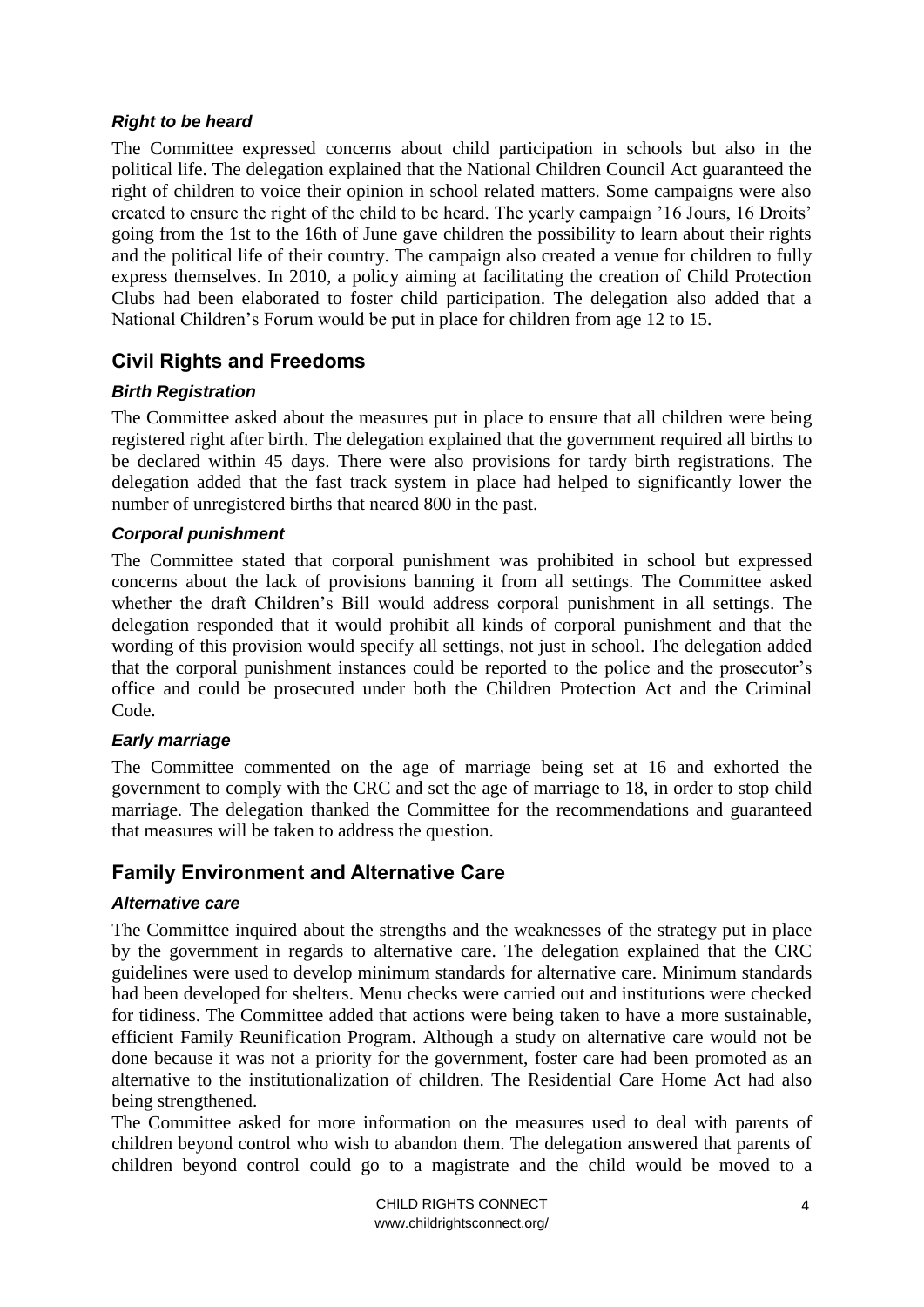### *Right to be heard*

The Committee expressed concerns about child participation in schools but also in the political life. The delegation explained that the National Children Council Act guaranteed the right of children to voice their opinion in school related matters. Some campaigns were also created to ensure the right of the child to be heard. The yearly campaign '16 Jours, 16 Droits' going from the 1st to the 16th of June gave children the possibility to learn about their rights and the political life of their country. The campaign also created a venue for children to fully express themselves. In 2010, a policy aiming at facilitating the creation of Child Protection Clubs had been elaborated to foster child participation. The delegation also added that a National Children's Forum would be put in place for children from age 12 to 15.

## Civil Rights and Freedoms

### *Birth Registration*

The Committee asked about the measures put in place to ensure that all children were being registered right after birth. The delegation explained that the government required all births to be declared within 45 days. There were also provisions for tardy birth registrations. The delegation added that the fast track system in place had helped to significantly lower the number of unregistered births that neared 800 in the past.

### *Corporal punishment*

The Committee stated that corporal punishment was prohibited in school but expressed concerns about the lack of provisions banning it from all settings. The Committee asked whether the draft Children's Bill would address corporal punishment in all settings. The delegation responded that it would prohibit all kinds of corporal punishment and that the wording of this provision would specify all settings, not just in school. The delegation added that the corporal punishment instances could be reported to the police and the prosecutor's office and could be prosecuted under both the Children Protection Act and the Criminal Code.

### *Early marriage*

The Committee commented on the age of marriage being set at 16 and exhorted the government to comply with the CRC and set the age of marriage to 18, in order to stop child marriage. The delegation thanked the Committee for the recommendations and guaranteed that measures will be taken to address the question.

## Family Environment and Alternative Care

### *Alternative care*

The Committee inquired about the strengths and the weaknesses of the strategy put in place by the government in regards to alternative care. The delegation explained that the CRC guidelines were used to develop minimum standards for alternative care. Minimum standards had been developed for shelters. Menu checks were carried out and institutions were checked for tidiness. The Committee added that actions were being taken to have a more sustainable, efficient Family Reunification Program. Although a study on alternative care would not be done because it was not a priority for the government, foster care had been promoted as an alternative to the institutionalization of children. The Residential Care Home Act had also being strengthened.

The Committee asked for more information on the measures used to deal with parents of children beyond control who wish to abandon them. The delegation answered that parents of children beyond control could go to a magistrate and the child would be moved to a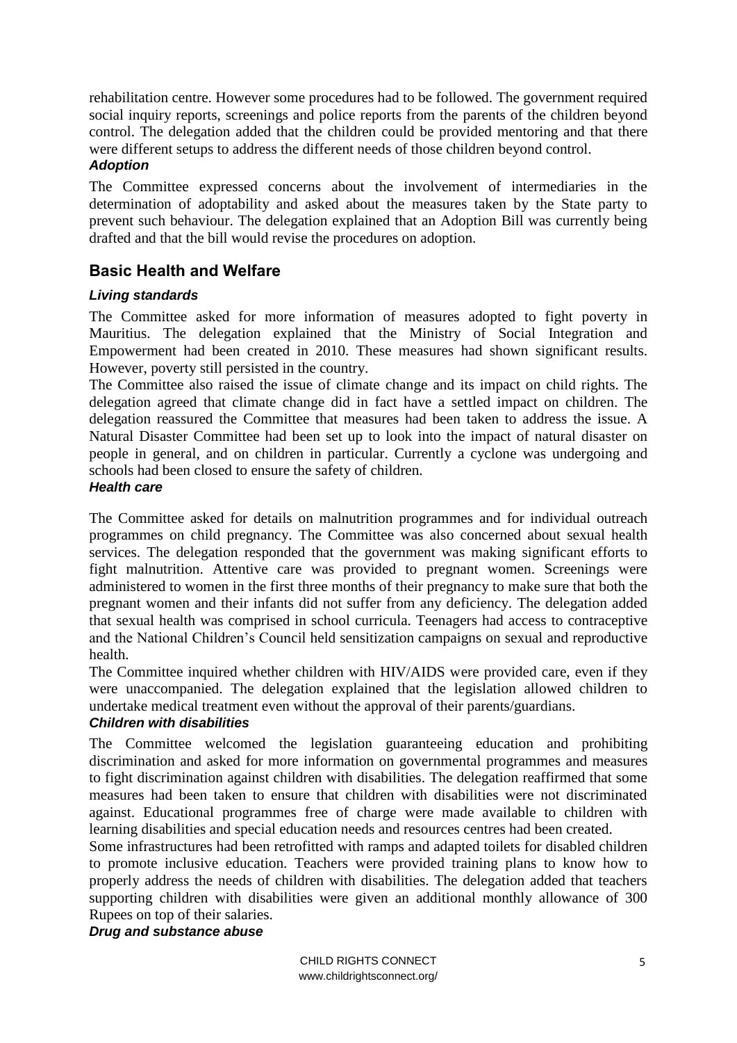rehabilitation centre. However some procedures had to be followed. The government required social inquiry reports, screenings and police reports from the parents of the children beyond control. The delegation added that the children could be provided mentoring and that there were different setups to address the different needs of those children beyond control.

### *Adoption*

The Committee expressed concerns about the involvement of intermediaries in the determination of adoptability and asked about the measures taken by the State party to prevent such behaviour. The delegation explained that an Adoption Bill was currently being drafted and that the bill would revise the procedures on adoption.

## Basic Health and Welfare

### *Living standards*

The Committee asked for more information of measures adopted to fight poverty in Mauritius. The delegation explained that the Ministry of Social Integration and Empowerment had been created in 2010. These measures had shown significant results. However, poverty still persisted in the country.

The Committee also raised the issue of climate change and its impact on child rights. The delegation agreed that climate change did in fact have a settled impact on children. The delegation reassured the Committee that measures had been taken to address the issue. A Natural Disaster Committee had been set up to look into the impact of natural disaster on people in general, and on children in particular. Currently a cyclone was undergoing and schools had been closed to ensure the safety of children.

### *Health care*

The Committee asked for details on malnutrition programmes and for individual outreach programmes on child pregnancy. The Committee was also concerned about sexual health services. The delegation responded that the government was making significant efforts to fight malnutrition. Attentive care was provided to pregnant women. Screenings were administered to women in the first three months of their pregnancy to make sure that both the pregnant women and their infants did not suffer from any deficiency. The delegation added that sexual health was comprised in school curricula. Teenagers had access to contraceptive and the National Children's Council held sensitization campaigns on sexual and reproductive health.

The Committee inquired whether children with HIV/AIDS were provided care, even if they were unaccompanied. The delegation explained that the legislation allowed children to undertake medical treatment even without the approval of their parents/guardians.

### *Children with disabilities*

The Committee welcomed the legislation guaranteeing education and prohibiting discrimination and asked for more information on governmental programmes and measures to fight discrimination against children with disabilities. The delegation reaffirmed that some measures had been taken to ensure that children with disabilities were not discriminated against. Educational programmes free of charge were made available to children with learning disabilities and special education needs and resources centres had been created.

Some infrastructures had been retrofitted with ramps and adapted toilets for disabled children to promote inclusive education. Teachers were provided training plans to know how to properly address the needs of children with disabilities. The delegation added that teachers supporting children with disabilities were given an additional monthly allowance of 300 Rupees on top of their salaries.

### *Drug and substance abuse*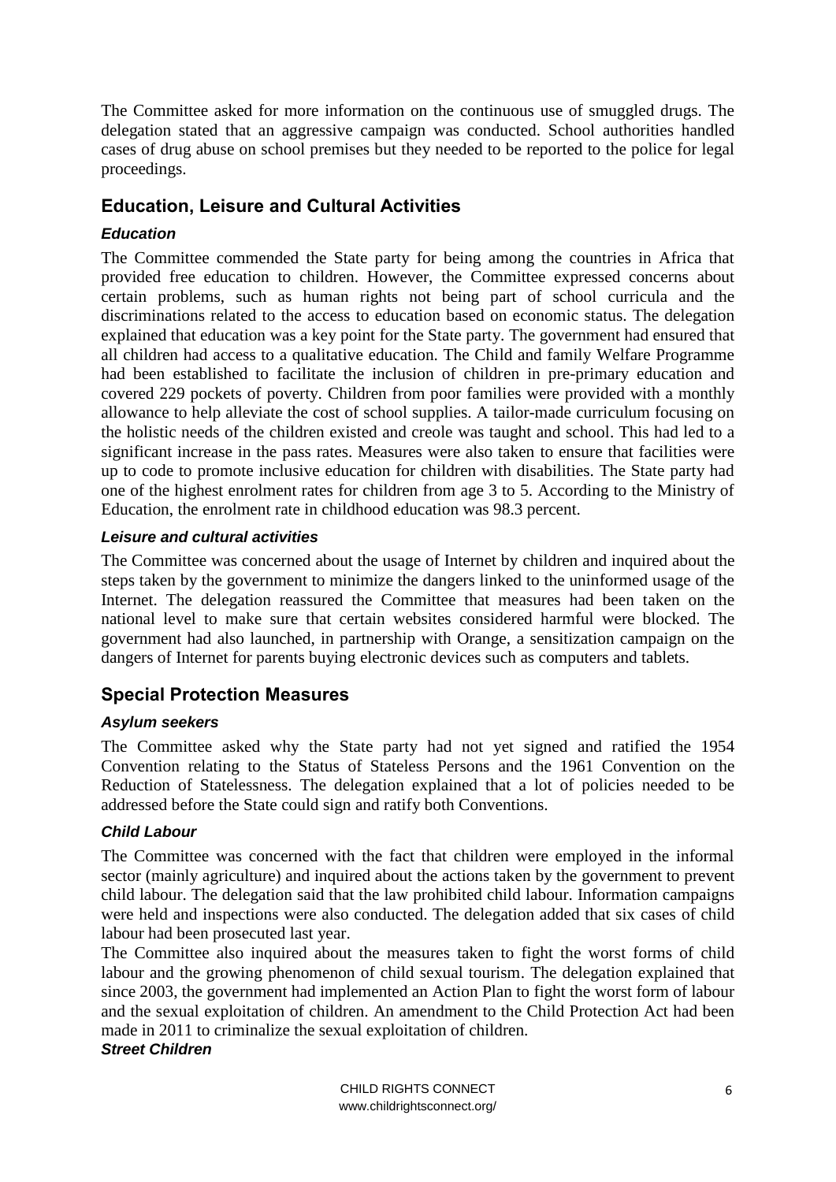The Committee asked for more information on the continuous use of smuggled drugs. The delegation stated that an aggressive campaign was conducted. School authorities handled cases of drug abuse on school premises but they needed to be reported to the police for legal proceedings.

## Education, Leisure and Cultural Activities

### *Education*

The Committee commended the State party for being among the countries in Africa that provided free education to children. However, the Committee expressed concerns about certain problems, such as human rights not being part of school curricula and the discriminations related to the access to education based on economic status. The delegation explained that education was a key point for the State party. The government had ensured that all children had access to a qualitative education. The Child and family Welfare Programme had been established to facilitate the inclusion of children in pre-primary education and covered 229 pockets of poverty. Children from poor families were provided with a monthly allowance to help alleviate the cost of school supplies. A tailor-made curriculum focusing on the holistic needs of the children existed and creole was taught and school. This had led to a significant increase in the pass rates. Measures were also taken to ensure that facilities were up to code to promote inclusive education for children with disabilities. The State party had one of the highest enrolment rates for children from age 3 to 5. According to the Ministry of Education, the enrolment rate in childhood education was 98.3 percent.

### *Leisure and cultural activities*

The Committee was concerned about the usage of Internet by children and inquired about the steps taken by the government to minimize the dangers linked to the uninformed usage of the Internet. The delegation reassured the Committee that measures had been taken on the national level to make sure that certain websites considered harmful were blocked. The government had also launched, in partnership with Orange, a sensitization campaign on the dangers of Internet for parents buying electronic devices such as computers and tablets.

## Special Protection Measures

### *Asylum seekers*

The Committee asked why the State party had not yet signed and ratified the 1954 Convention relating to the Status of Stateless Persons and the 1961 Convention on the Reduction of Statelessness. The delegation explained that a lot of policies needed to be addressed before the State could sign and ratify both Conventions.

### *Child Labour*

The Committee was concerned with the fact that children were employed in the informal sector (mainly agriculture) and inquired about the actions taken by the government to prevent child labour. The delegation said that the law prohibited child labour. Information campaigns were held and inspections were also conducted. The delegation added that six cases of child labour had been prosecuted last year.

The Committee also inquired about the measures taken to fight the worst forms of child labour and the growing phenomenon of child sexual tourism. The delegation explained that since 2003, the government had implemented an Action Plan to fight the worst form of labour and the sexual exploitation of children. An amendment to the Child Protection Act had been made in 2011 to criminalize the sexual exploitation of children.

### *Street Children*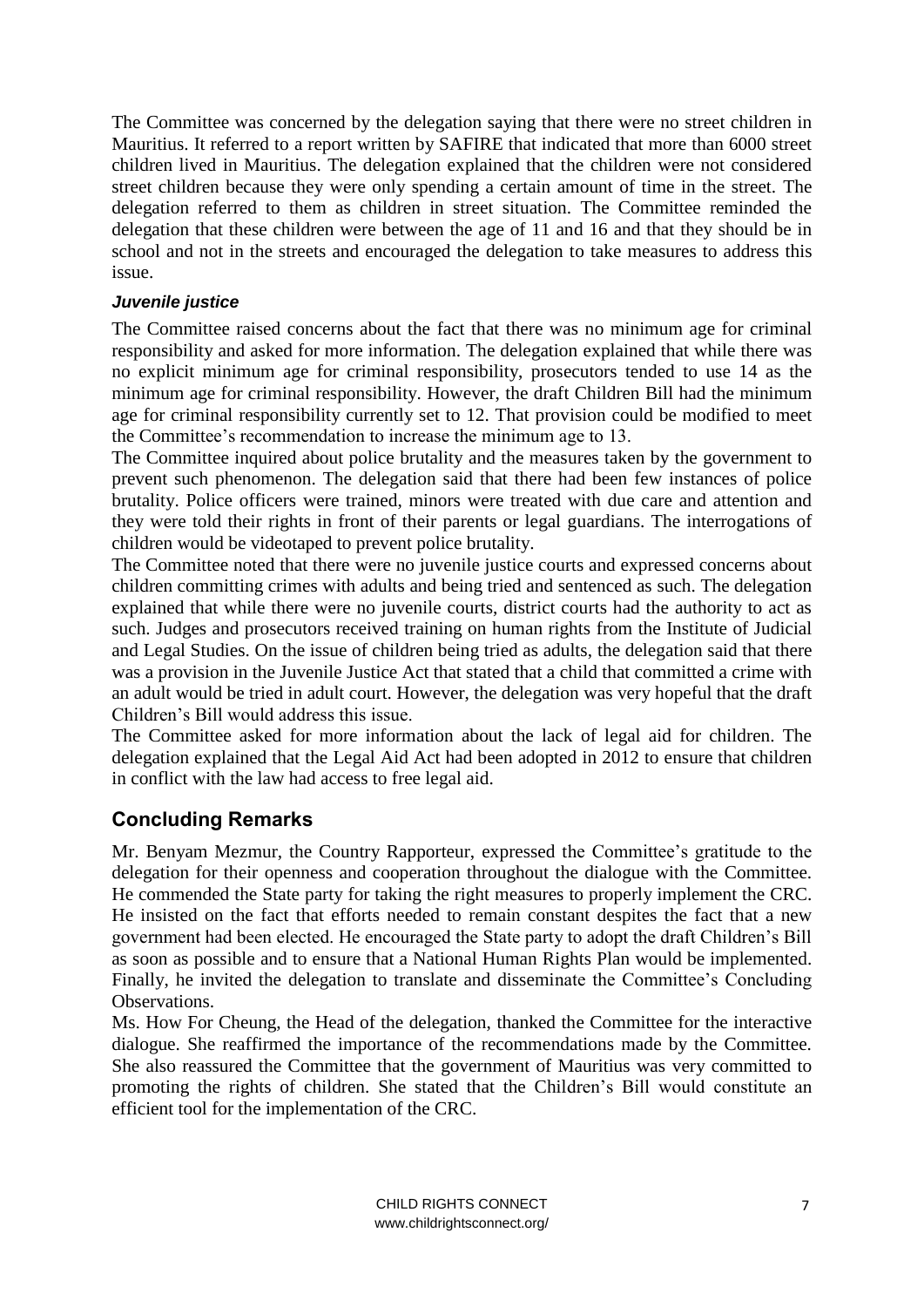The Committee was concerned by the delegation saying that there were no street children in Mauritius. It referred to a report written by SAFIRE that indicated that more than 6000 street children lived in Mauritius. The delegation explained that the children were not considered street children because they were only spending a certain amount of time in the street. The delegation referred to them as children in street situation. The Committee reminded the delegation that these children were between the age of 11 and 16 and that they should be in school and not in the streets and encouraged the delegation to take measures to address this issue.

### *Juvenile justice*

The Committee raised concerns about the fact that there was no minimum age for criminal responsibility and asked for more information. The delegation explained that while there was no explicit minimum age for criminal responsibility, prosecutors tended to use 14 as the minimum age for criminal responsibility. However, the draft Children Bill had the minimum age for criminal responsibility currently set to 12. That provision could be modified to meet the Committee's recommendation to increase the minimum age to 13.

The Committee inquired about police brutality and the measures taken by the government to prevent such phenomenon. The delegation said that there had been few instances of police brutality. Police officers were trained, minors were treated with due care and attention and they were told their rights in front of their parents or legal guardians. The interrogations of children would be videotaped to prevent police brutality.

The Committee noted that there were no juvenile justice courts and expressed concerns about children committing crimes with adults and being tried and sentenced as such. The delegation explained that while there were no juvenile courts, district courts had the authority to act as such. Judges and prosecutors received training on human rights from the Institute of Judicial and Legal Studies. On the issue of children being tried as adults, the delegation said that there was a provision in the Juvenile Justice Act that stated that a child that committed a crime with an adult would be tried in adult court. However, the delegation was very hopeful that the draft Children's Bill would address this issue.

The Committee asked for more information about the lack of legal aid for children. The delegation explained that the Legal Aid Act had been adopted in 2012 to ensure that children in conflict with the law had access to free legal aid.

## Concluding Remarks

Mr. Benyam Mezmur, the Country Rapporteur, expressed the Committee's gratitude to the delegation for their openness and cooperation throughout the dialogue with the Committee. He commended the State party for taking the right measures to properly implement the CRC. He insisted on the fact that efforts needed to remain constant despites the fact that a new government had been elected. He encouraged the State party to adopt the draft Children's Bill as soon as possible and to ensure that a National Human Rights Plan would be implemented. Finally, he invited the delegation to translate and disseminate the Committee's Concluding Observations.

Ms. How For Cheung, the Head of the delegation, thanked the Committee for the interactive dialogue. She reaffirmed the importance of the recommendations made by the Committee. She also reassured the Committee that the government of Mauritius was very committed to promoting the rights of children. She stated that the Children's Bill would constitute an efficient tool for the implementation of the CRC.